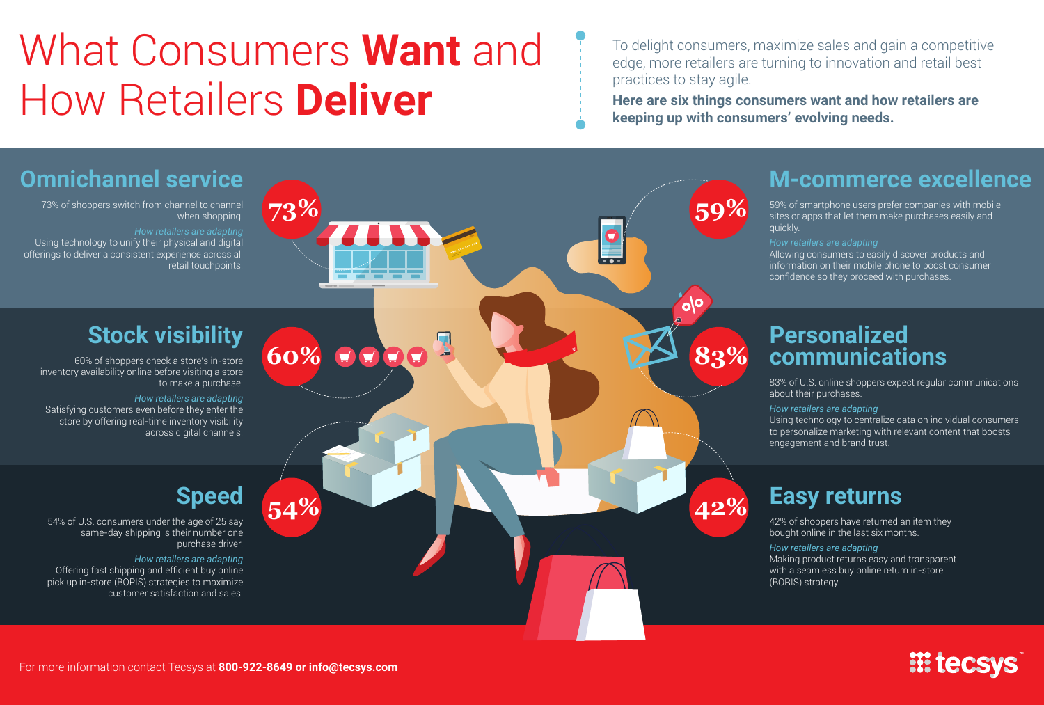# What Consumers **Want** and How Retailers **Deliver**

To delight consumers, maximize sales and gain a competitive edge, more retailers are turning to innovation and retail best practices to stay agile.

**Here are six things consumers want and how retailers are keeping up with consumers' evolving needs.**

## Omnichannel service

**73%**

73% of shoppers switch from channel to channel when shopping.

*How retailers are adapting*

Using technology to unify their physical and digital offerings to deliver a consistent experience across all retail touchpoints.

## Stock visibility

**60%**

60% of shoppers check a store's in-store inventory availability online before visiting a store to make a purchase.

*How retailers are adapting*

Satisfying customers even before they enter the store by offering real-time inventory visibility across digital channels.

## Speed

**54%**

54% of U.S. consumers under the age of 25 say same-day shipping is their number one purchase driver.

*How retailers are adapting*

Offering fast shipping and efficient buy online pick up in-store (BOPIS) strategies to maximize customer satisfaction and sales.

## M-commerce excellence

**59%**

59% of smartphone users prefer companies with mobile sites or apps that let them make purchases easily and quickly.

*How retailers are adapting*

Allowing consumers to easily discover products and information on their mobile phone to boost consumer confidence so they proceed with purchases.

## Personalized communications

**83%**

83% of U.S. online shoppers expect regular communications about their purchases.

*How retailers are adapting*

Using technology to centralize data on individual consumers to personalize marketing with relevant content that boosts engagement and brand trust.

## Easy returns

**42%**

42% of shoppers have returned an item they bought online in the last six months.

*How retailers are adapting*

Making product returns easy and transparent with a seamless buy online return in-store (BORIS) strategy.

For more information contact Tecsys at **800-922-8649 or info@tecsys.com**

tecsys™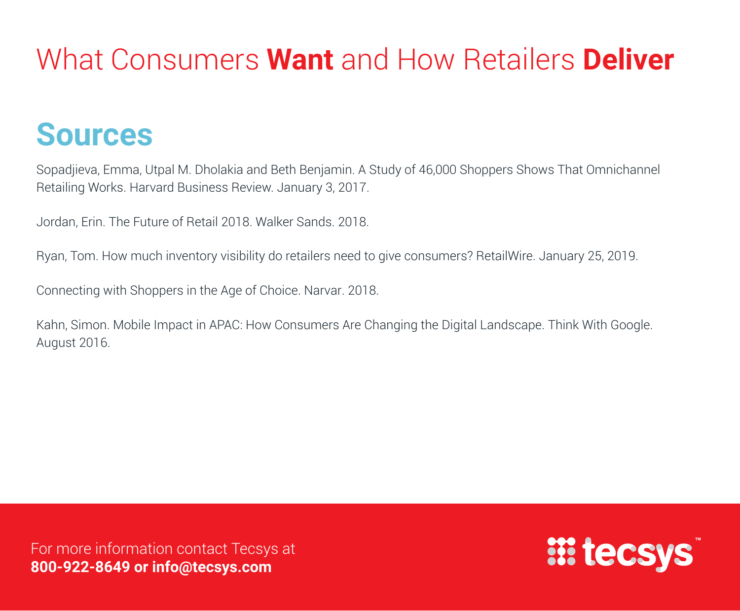# What Consumers **Want** and How Retailers **Deliver**

## Sources

Sopadjieva, Emma, Utpal M. Dholakia and Beth Benjamin. A Study of 46,000 Shoppers Shows That Omnichannel Retailing Works. Harvard Business Review. January 3, 2017.

Jordan, Erin. The Future of Retail 2018. Walker Sands. 2018.

Ryan, Tom. How much inventory visibility do retailers need to give consumers? RetailWire. January 25, 2019.

Connecting with Shoppers in the Age of Choice. Narvar. 2018.

Kahn, Simon. Mobile Impact in APAC: How Consumers Are Changing the Digital Landscape. Think With Google. August 2016.

For more information contact Tecsys at
**800-922-8649 or info@tecsys.com**

tecsys™